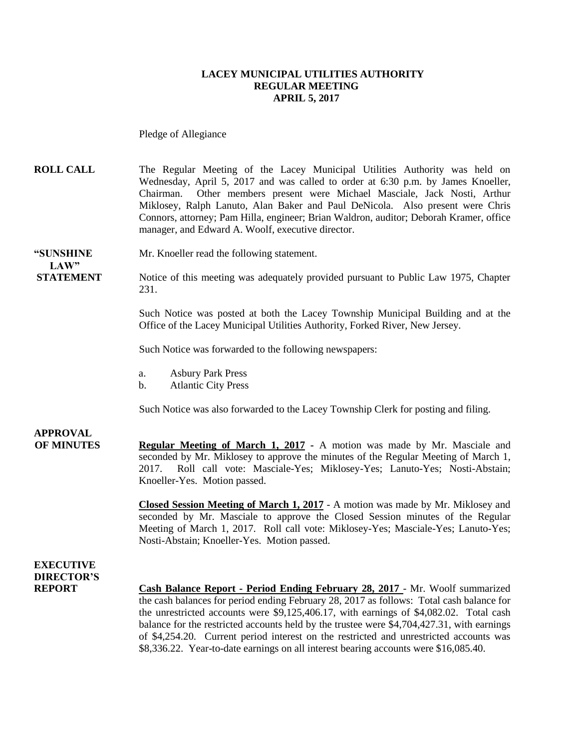# LACEY MUNICIPAL UTILITIES AUTHORITY
## REGULAR MEETING
## APRIL 5, 2017

Pledge of Allegiance

**ROLL CALL** The Regular Meeting of the Lacey Municipal Utilities Authority was held on Wednesday, April 5, 2017 and was called to order at 6:30 p.m. by James Knoeller, Chairman. Other members present were Michael Masciale, Jack Nosti, Arthur Miklosey, Ralph Lanuto, Alan Baker and Paul DeNicola. Also present were Chris Connors, attorney; Pam Hilla, engineer; Brian Waldron, auditor; Deborah Kramer, office manager, and Edward A. Woolf, executive director.

**"SUNSHINE LAW" STATEMENT** Mr. Knoeller read the following statement.

Notice of this meeting was adequately provided pursuant to Public Law 1975, Chapter 231.

Such Notice was posted at both the Lacey Township Municipal Building and at the Office of the Lacey Municipal Utilities Authority, Forked River, New Jersey.

Such Notice was forwarded to the following newspapers:

a. Asbury Park Press
b. Atlantic City Press

Such Notice was also forwarded to the Lacey Township Clerk for posting and filing.

**APPROVAL OF MINUTES**

**Regular Meeting of March 1, 2017** - A motion was made by Mr. Masciale and seconded by Mr. Miklosey to approve the minutes of the Regular Meeting of March 1, 2017. Roll call vote: Masciale-Yes; Miklosey-Yes; Lanuto-Yes; Nosti-Abstain; Knoeller-Yes. Motion passed.

**Closed Session Meeting of March 1, 2017** - A motion was made by Mr. Miklosey and seconded by Mr. Masciale to approve the Closed Session minutes of the Regular Meeting of March 1, 2017. Roll call vote: Miklosey-Yes; Masciale-Yes; Lanuto-Yes; Nosti-Abstain; Knoeller-Yes. Motion passed.

**EXECUTIVE DIRECTOR'S REPORT**

**Cash Balance Report - Period Ending February 28, 2017** - Mr. Woolf summarized the cash balances for period ending February 28, 2017 as follows: Total cash balance for the unrestricted accounts were $9,125,406.17, with earnings of $4,082.02. Total cash balance for the restricted accounts held by the trustee were $4,704,427.31, with earnings of $4,254.20. Current period interest on the restricted and unrestricted accounts was $8,336.22. Year-to-date earnings on all interest bearing accounts were $16,085.40.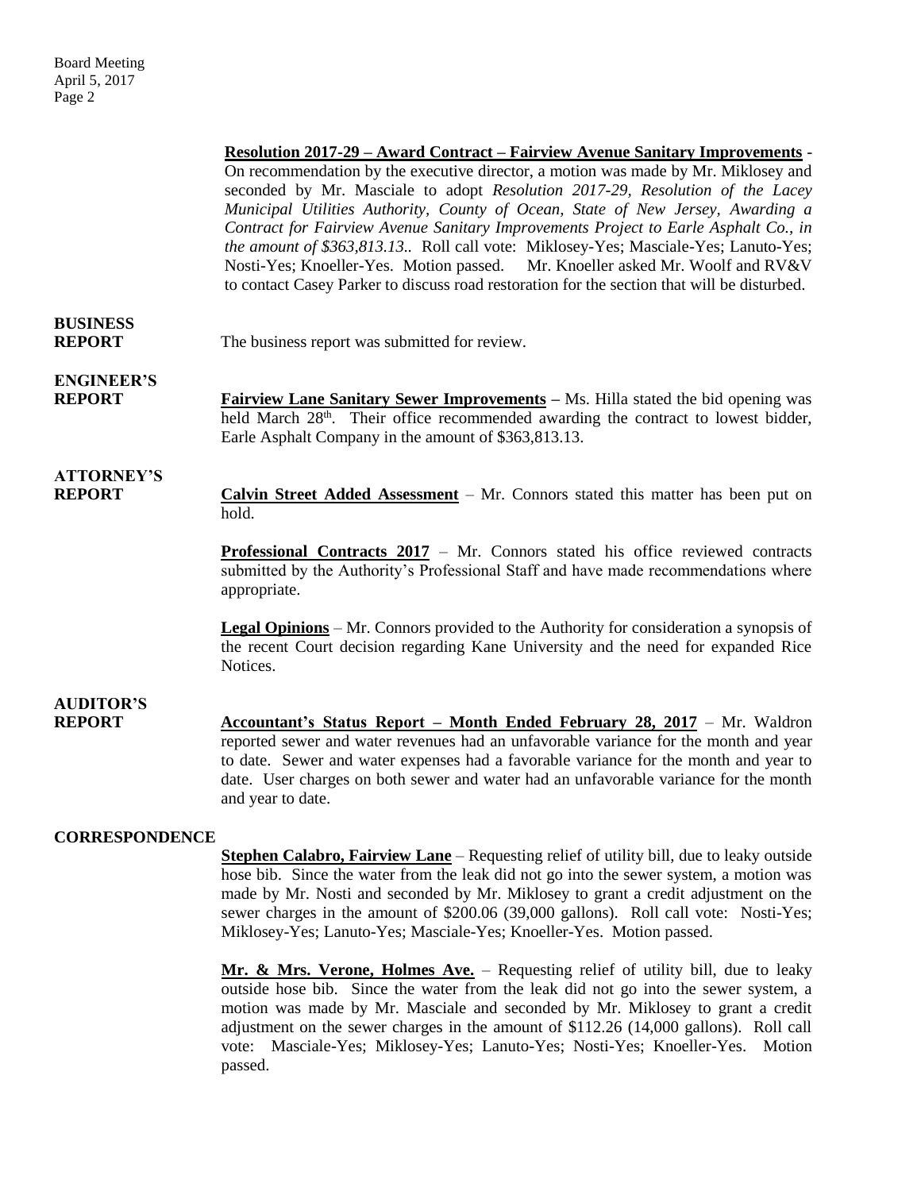**Resolution 2017-29 – Award Contract – Fairview Avenue Sanitary Improvements** - On recommendation by the executive director, a motion was made by Mr. Miklosey and seconded by Mr. Masciale to adopt *Resolution 2017-29, Resolution of the Lacey Municipal Utilities Authority, County of Ocean, State of New Jersey, Awarding a Contract for Fairview Avenue Sanitary Improvements Project to Earle Asphalt Co., in the amount of $363,813.13.*. Roll call vote: Miklosey-Yes; Masciale-Yes; Lanuto-Yes; Nosti-Yes; Knoeller-Yes. Motion passed. Mr. Knoeller asked Mr. Woolf and RV&V to contact Casey Parker to discuss road restoration for the section that will be disturbed.

**BUSINESS REPORT**

The business report was submitted for review.

**ENGINEER'S REPORT**

**Fairview Lane Sanitary Sewer Improvements** – Ms. Hilla stated the bid opening was held March 28th. Their office recommended awarding the contract to lowest bidder, Earle Asphalt Company in the amount of $363,813.13.

**ATTORNEY'S REPORT**

**Calvin Street Added Assessment** – Mr. Connors stated this matter has been put on hold.

**Professional Contracts 2017** – Mr. Connors stated his office reviewed contracts submitted by the Authority's Professional Staff and have made recommendations where appropriate.

**Legal Opinions** – Mr. Connors provided to the Authority for consideration a synopsis of the recent Court decision regarding Kane University and the need for expanded Rice Notices.

**AUDITOR'S REPORT**

**Accountant's Status Report – Month Ended February 28, 2017** – Mr. Waldron reported sewer and water revenues had an unfavorable variance for the month and year to date. Sewer and water expenses had a favorable variance for the month and year to date. User charges on both sewer and water had an unfavorable variance for the month and year to date.

**CORRESPONDENCE**

**Stephen Calabro, Fairview Lane** – Requesting relief of utility bill, due to leaky outside hose bib. Since the water from the leak did not go into the sewer system, a motion was made by Mr. Nosti and seconded by Mr. Miklosey to grant a credit adjustment on the sewer charges in the amount of $200.06 (39,000 gallons). Roll call vote: Nosti-Yes; Miklosey-Yes; Lanuto-Yes; Masciale-Yes; Knoeller-Yes. Motion passed.

**Mr. & Mrs. Verone, Holmes Ave.** – Requesting relief of utility bill, due to leaky outside hose bib. Since the water from the leak did not go into the sewer system, a motion was made by Mr. Masciale and seconded by Mr. Miklosey to grant a credit adjustment on the sewer charges in the amount of $112.26 (14,000 gallons). Roll call vote: Masciale-Yes; Miklosey-Yes; Lanuto-Yes; Nosti-Yes; Knoeller-Yes. Motion passed.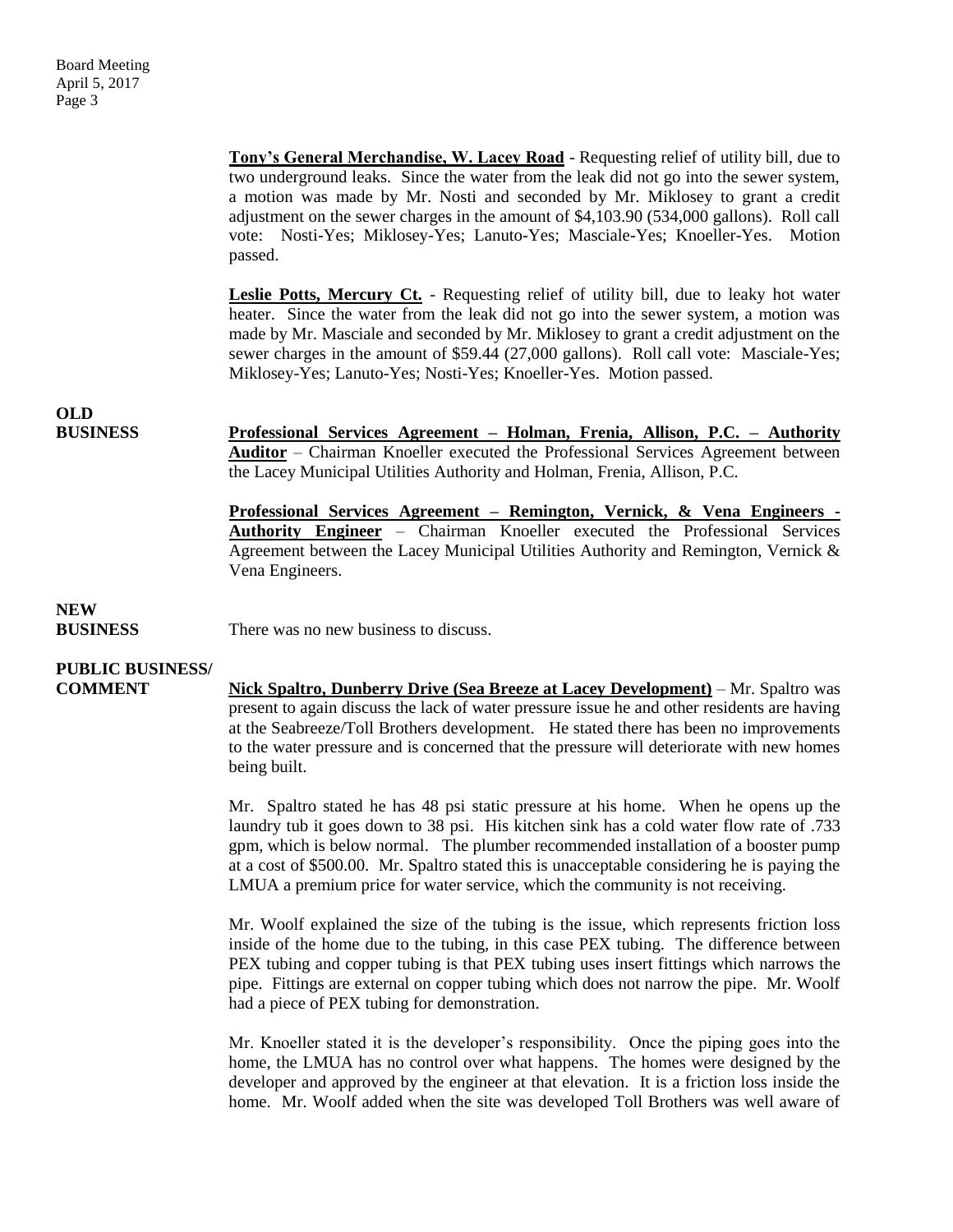**Tony's General Merchandise, W. Lacey Road** - Requesting relief of utility bill, due to two underground leaks. Since the water from the leak did not go into the sewer system, a motion was made by Mr. Nosti and seconded by Mr. Miklosey to grant a credit adjustment on the sewer charges in the amount of $4,103.90 (534,000 gallons). Roll call vote: Nosti-Yes; Miklosey-Yes; Lanuto-Yes; Masciale-Yes; Knoeller-Yes. Motion passed.

**Leslie Potts, Mercury Ct.** - Requesting relief of utility bill, due to leaky hot water heater. Since the water from the leak did not go into the sewer system, a motion was made by Mr. Masciale and seconded by Mr. Miklosey to grant a credit adjustment on the sewer charges in the amount of $59.44 (27,000 gallons). Roll call vote: Masciale-Yes; Miklosey-Yes; Lanuto-Yes; Nosti-Yes; Knoeller-Yes. Motion passed.

## OLD BUSINESS

**Professional Services Agreement – Holman, Frenia, Allison, P.C. – Authority Auditor** – Chairman Knoeller executed the Professional Services Agreement between the Lacey Municipal Utilities Authority and Holman, Frenia, Allison, P.C.

**Professional Services Agreement – Remington, Vernick, & Vena Engineers - Authority Engineer** – Chairman Knoeller executed the Professional Services Agreement between the Lacey Municipal Utilities Authority and Remington, Vernick & Vena Engineers.

## NEW BUSINESS

There was no new business to discuss.

## PUBLIC BUSINESS/ COMMENT

**Nick Spaltro, Dunberry Drive (Sea Breeze at Lacey Development)** – Mr. Spaltro was present to again discuss the lack of water pressure issue he and other residents are having at the Seabreeze/Toll Brothers development. He stated there has been no improvements to the water pressure and is concerned that the pressure will deteriorate with new homes being built.

Mr. Spaltro stated he has 48 psi static pressure at his home. When he opens up the laundry tub it goes down to 38 psi. His kitchen sink has a cold water flow rate of .733 gpm, which is below normal. The plumber recommended installation of a booster pump at a cost of $500.00. Mr. Spaltro stated this is unacceptable considering he is paying the LMUA a premium price for water service, which the community is not receiving.

Mr. Woolf explained the size of the tubing is the issue, which represents friction loss inside of the home due to the tubing, in this case PEX tubing. The difference between PEX tubing and copper tubing is that PEX tubing uses insert fittings which narrows the pipe. Fittings are external on copper tubing which does not narrow the pipe. Mr. Woolf had a piece of PEX tubing for demonstration.

Mr. Knoeller stated it is the developer's responsibility. Once the piping goes into the home, the LMUA has no control over what happens. The homes were designed by the developer and approved by the engineer at that elevation. It is a friction loss inside the home. Mr. Woolf added when the site was developed Toll Brothers was well aware of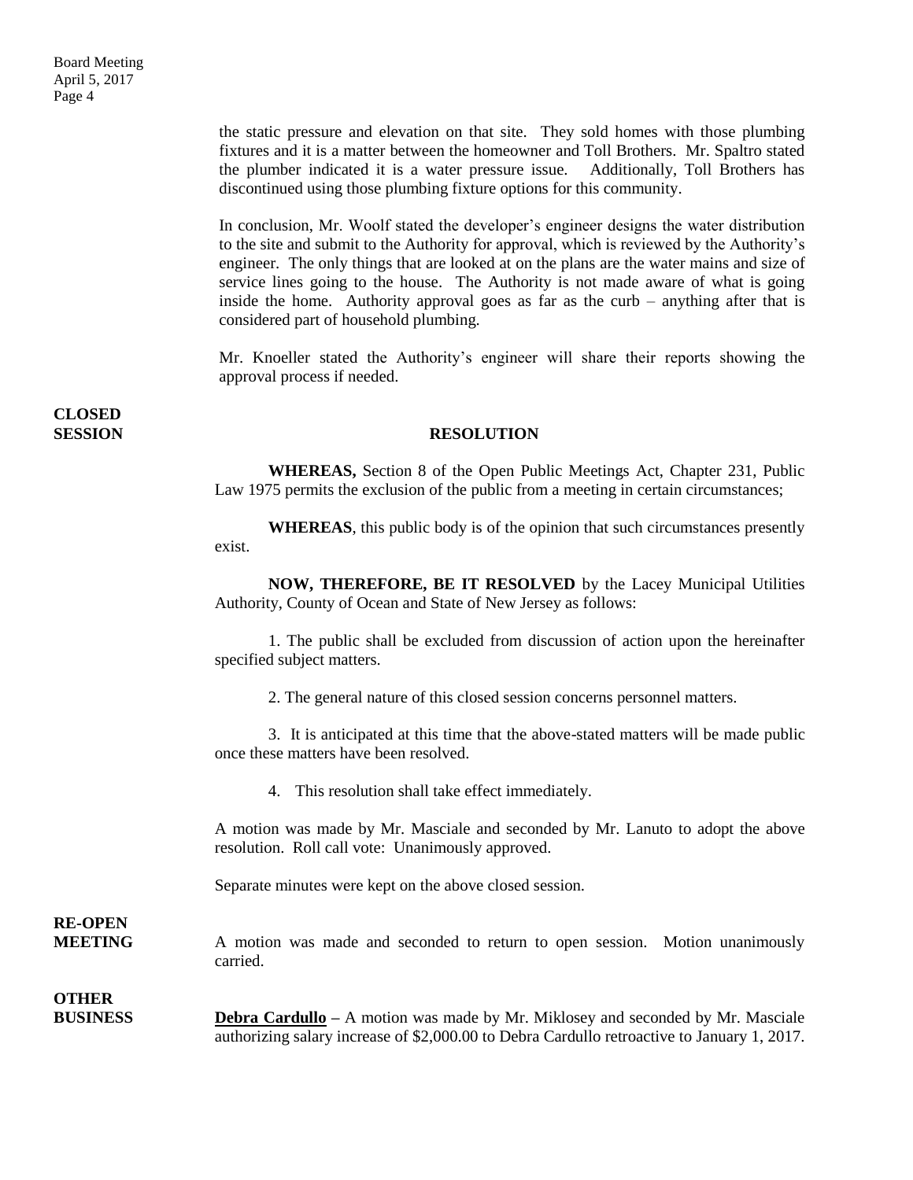the static pressure and elevation on that site. They sold homes with those plumbing fixtures and it is a matter between the homeowner and Toll Brothers. Mr. Spaltro stated the plumber indicated it is a water pressure issue. Additionally, Toll Brothers has discontinued using those plumbing fixture options for this community.

In conclusion, Mr. Woolf stated the developer's engineer designs the water distribution to the site and submit to the Authority for approval, which is reviewed by the Authority's engineer. The only things that are looked at on the plans are the water mains and size of service lines going to the house. The Authority is not made aware of what is going inside the home. Authority approval goes as far as the curb – anything after that is considered part of household plumbing.

Mr. Knoeller stated the Authority's engineer will share their reports showing the approval process if needed.

**CLOSED SESSION**

**RESOLUTION**

**WHEREAS,** Section 8 of the Open Public Meetings Act, Chapter 231, Public Law 1975 permits the exclusion of the public from a meeting in certain circumstances;

**WHEREAS**, this public body is of the opinion that such circumstances presently exist.

**NOW, THEREFORE, BE IT RESOLVED** by the Lacey Municipal Utilities Authority, County of Ocean and State of New Jersey as follows:

1. The public shall be excluded from discussion of action upon the hereinafter specified subject matters.

2. The general nature of this closed session concerns personnel matters.

3. It is anticipated at this time that the above-stated matters will be made public once these matters have been resolved.

4. This resolution shall take effect immediately.

A motion was made by Mr. Masciale and seconded by Mr. Lanuto to adopt the above resolution. Roll call vote: Unanimously approved.

Separate minutes were kept on the above closed session.

**RE-OPEN MEETING**

A motion was made and seconded to return to open session. Motion unanimously carried.

**OTHER BUSINESS**

**Debra Cardullo** – A motion was made by Mr. Miklosey and seconded by Mr. Masciale authorizing salary increase of $2,000.00 to Debra Cardullo retroactive to January 1, 2017.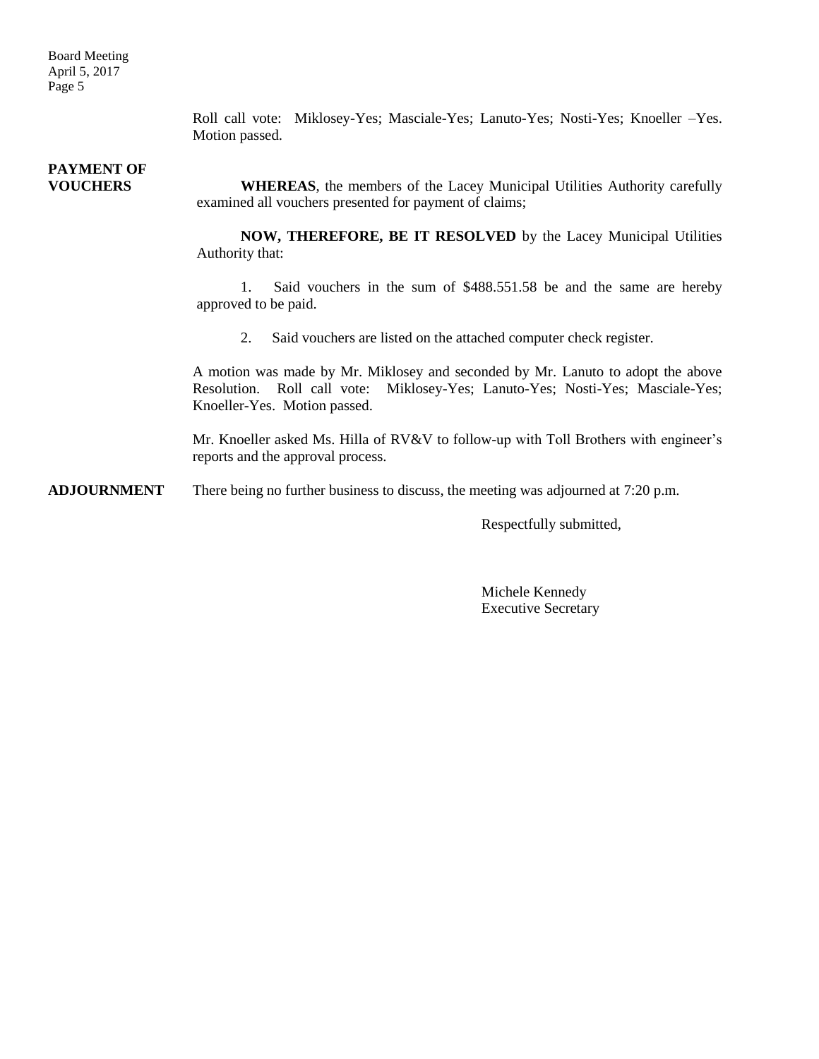Roll call vote: Miklosey-Yes; Masciale-Yes; Lanuto-Yes; Nosti-Yes; Knoeller –Yes. Motion passed.

**PAYMENT OF VOUCHERS**

**WHEREAS**, the members of the Lacey Municipal Utilities Authority carefully examined all vouchers presented for payment of claims;

**NOW, THEREFORE, BE IT RESOLVED** by the Lacey Municipal Utilities Authority that:

1. Said vouchers in the sum of $488.551.58 be and the same are hereby approved to be paid.

2. Said vouchers are listed on the attached computer check register.

A motion was made by Mr. Miklosey and seconded by Mr. Lanuto to adopt the above Resolution. Roll call vote: Miklosey-Yes; Lanuto-Yes; Nosti-Yes; Masciale-Yes; Knoeller-Yes. Motion passed.

Mr. Knoeller asked Ms. Hilla of RV&V to follow-up with Toll Brothers with engineer's reports and the approval process.

**ADJOURNMENT** There being no further business to discuss, the meeting was adjourned at 7:20 p.m.

Respectfully submitted,

Michele Kennedy
Executive Secretary